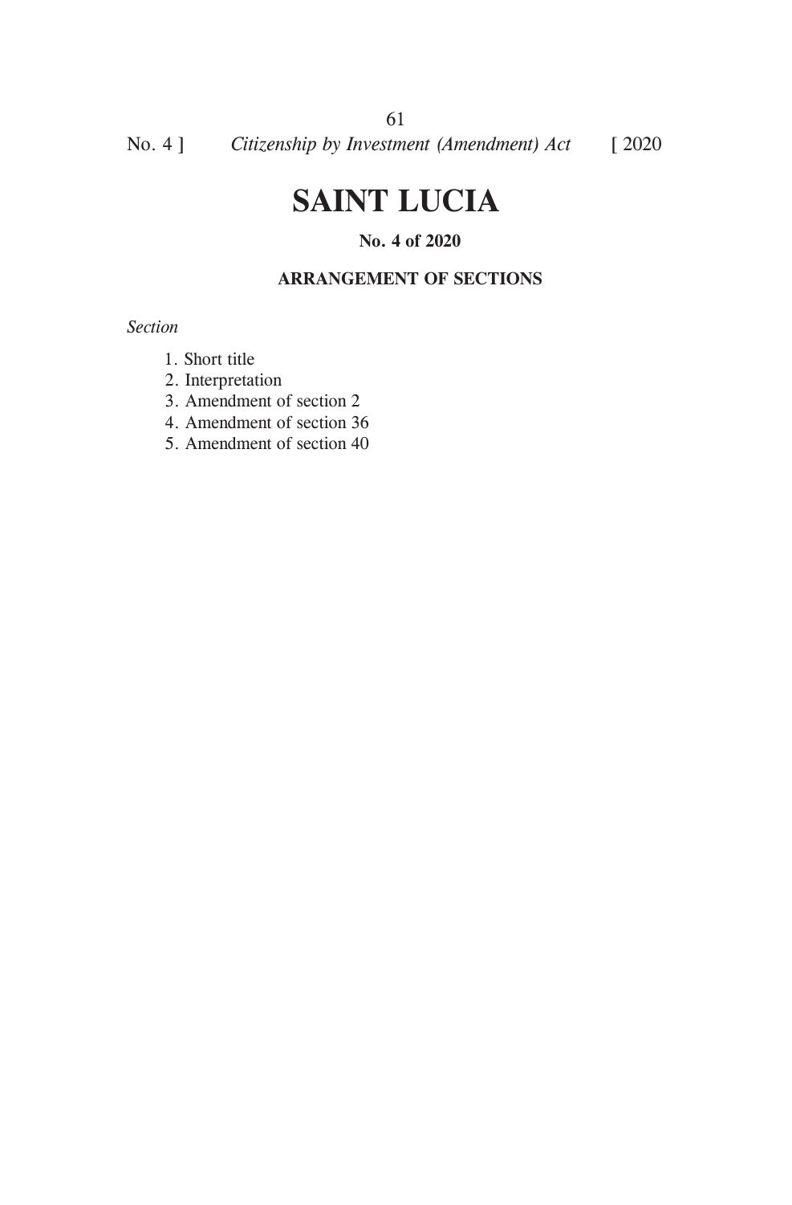# SAINT LUCIA

**No. 4 of 2020**

**ARRANGEMENT OF SECTIONS**

*Section*

1. Short title
2. Interpretation
3. Amendment of section 2
4. Amendment of section 36
5. Amendment of section 40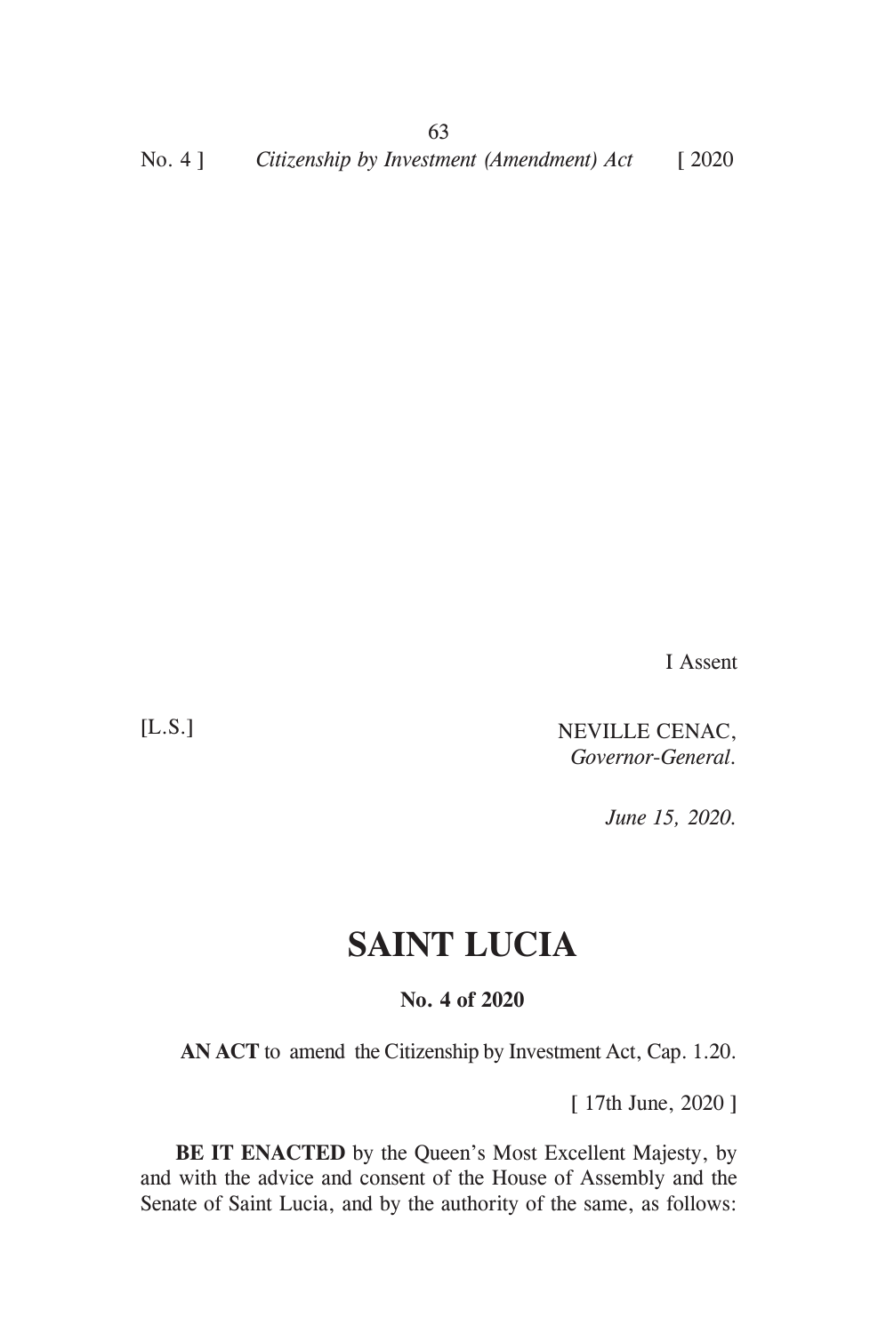I Assent

[L.S.]

NEVILLE CENAC,
*Governor-General.*

*June 15, 2020.*

# SAINT LUCIA

**No. 4 of 2020**

**AN ACT** to amend the Citizenship by Investment Act, Cap. 1.20.

[ 17th June, 2020 ]

**BE IT ENACTED** by the Queen's Most Excellent Majesty, by and with the advice and consent of the House of Assembly and the Senate of Saint Lucia, and by the authority of the same, as follows: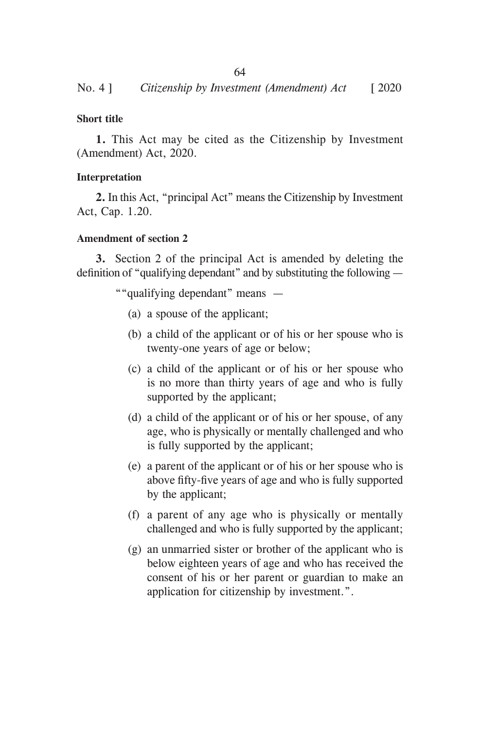**Short title**

**1.** This Act may be cited as the Citizenship by Investment (Amendment) Act, 2020.

**Interpretation**

**2.** In this Act, "principal Act" means the Citizenship by Investment Act, Cap. 1.20.

**Amendment of section 2**

**3.** Section 2 of the principal Act is amended by deleting the definition of "qualifying dependant" and by substituting the following —

> ""qualifying dependant" means —
>
> (a) a spouse of the applicant;
>
> (b) a child of the applicant or of his or her spouse who is twenty-one years of age or below;
>
> (c) a child of the applicant or of his or her spouse who is no more than thirty years of age and who is fully supported by the applicant;
>
> (d) a child of the applicant or of his or her spouse, of any age, who is physically or mentally challenged and who is fully supported by the applicant;
>
> (e) a parent of the applicant or of his or her spouse who is above fifty-five years of age and who is fully supported by the applicant;
>
> (f) a parent of any age who is physically or mentally challenged and who is fully supported by the applicant;
>
> (g) an unmarried sister or brother of the applicant who is below eighteen years of age and who has received the consent of his or her parent or guardian to make an application for citizenship by investment.".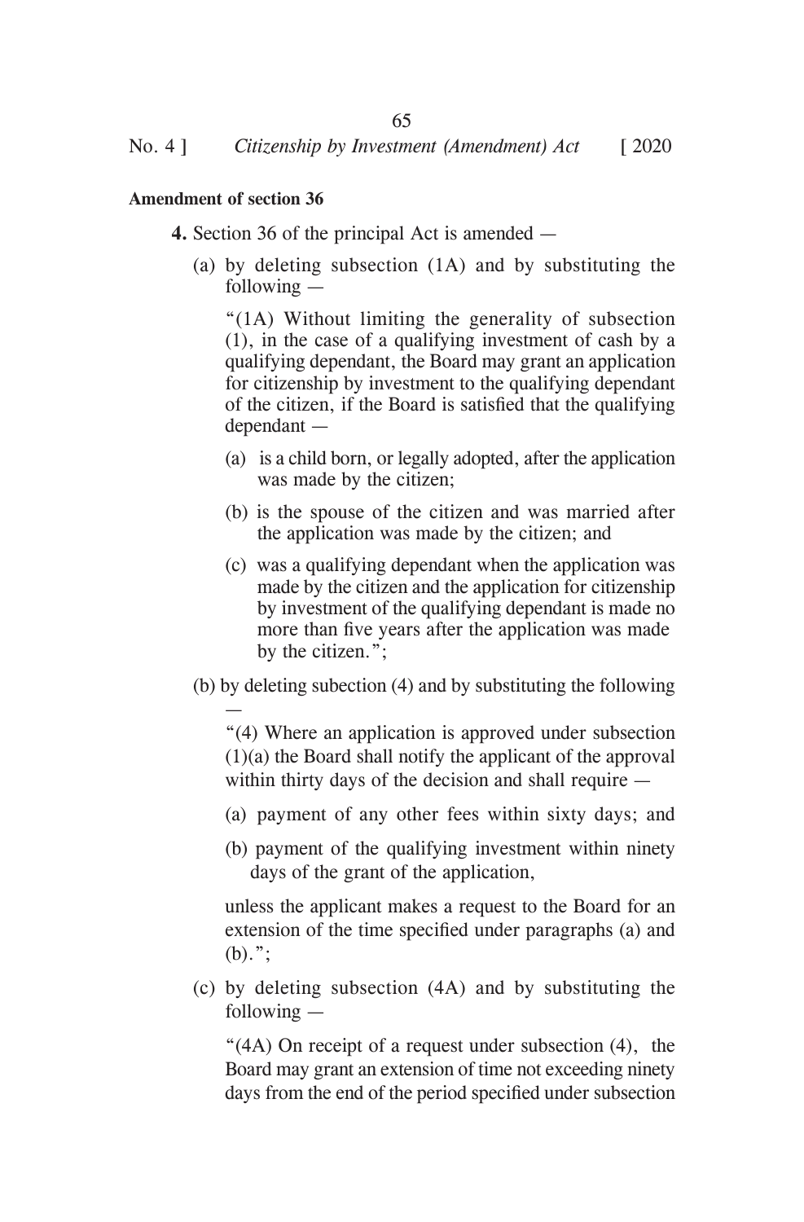**Amendment of section 36**

**4.** Section 36 of the principal Act is amended —

(a) by deleting subsection (1A) and by substituting the following —

"(1A) Without limiting the generality of subsection (1), in the case of a qualifying investment of cash by a qualifying dependant, the Board may grant an application for citizenship by investment to the qualifying dependant of the citizen, if the Board is satisfied that the qualifying dependant —

(a) is a child born, or legally adopted, after the application was made by the citizen;

(b) is the spouse of the citizen and was married after the application was made by the citizen; and

(c) was a qualifying dependant when the application was made by the citizen and the application for citizenship by investment of the qualifying dependant is made no more than five years after the application was made by the citizen.";

(b) by deleting subection (4) and by substituting the following —

"(4) Where an application is approved under subsection (1)(a) the Board shall notify the applicant of the approval within thirty days of the decision and shall require —

(a) payment of any other fees within sixty days; and

(b) payment of the qualifying investment within ninety days of the grant of the application,

unless the applicant makes a request to the Board for an extension of the time specified under paragraphs (a) and (b).";

(c) by deleting subsection (4A) and by substituting the following —

"(4A) On receipt of a request under subsection (4), the Board may grant an extension of time not exceeding ninety days from the end of the period specified under subsection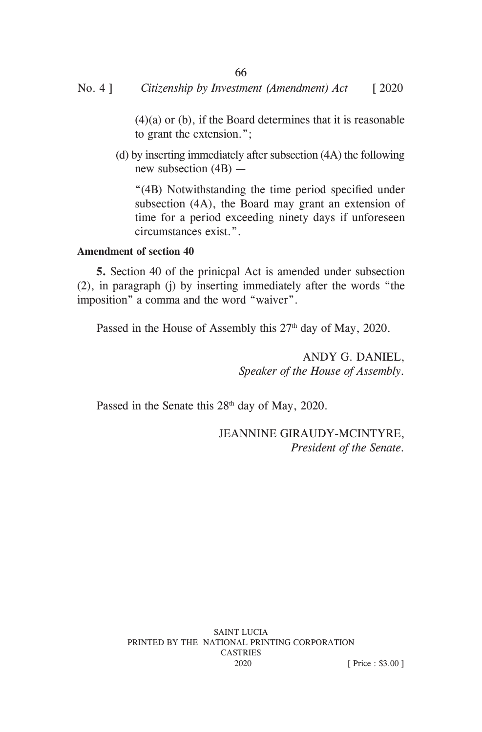(4)(a) or (b), if the Board determines that it is reasonable to grant the extension.";

(d) by inserting immediately after subsection (4A) the following new subsection (4B) —

"(4B) Notwithstanding the time period specified under subsection (4A), the Board may grant an extension of time for a period exceeding ninety days if unforeseen circumstances exist.".

**Amendment of section 40**

**5.** Section 40 of the prinicpal Act is amended under subsection (2), in paragraph (j) by inserting immediately after the words "the imposition" a comma and the word "waiver".

Passed in the House of Assembly this 27th day of May, 2020.

ANDY G. DANIEL,
*Speaker of the House of Assembly*.

Passed in the Senate this 28th day of May, 2020.

JEANNINE GIRAUDY-MCINTYRE,
*President of the Senate*.

SAINT LUCIA
PRINTED BY THE NATIONAL PRINTING CORPORATION
CASTRIES
2020

[ Price : $3.00 ]